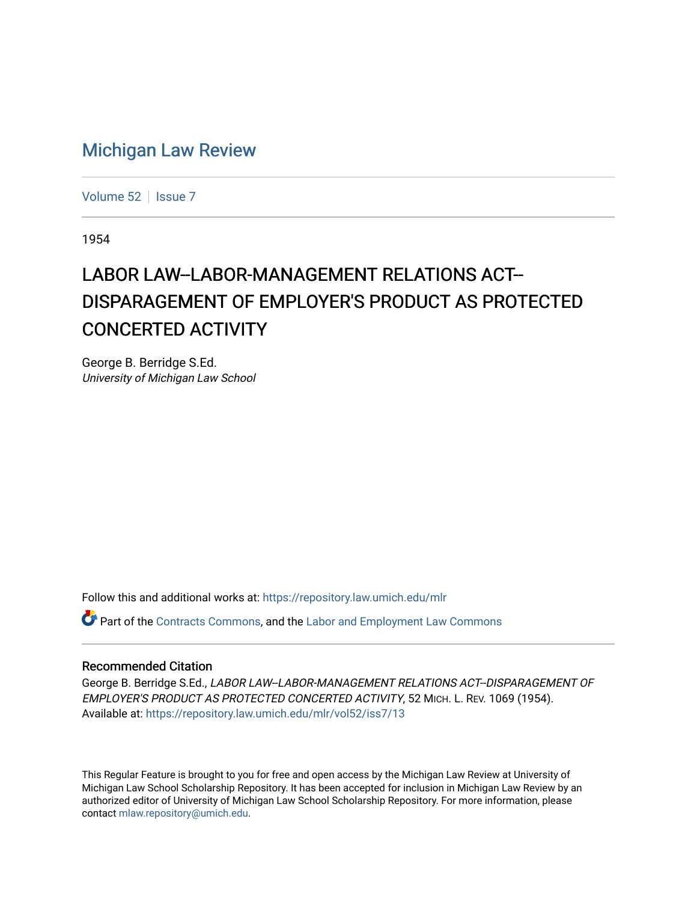# Michigan Law Review

Volume 52 | Issue 7

1954

## LABOR LAW--LABOR-MANAGEMENT RELATIONS ACT--DISPARAGEMENT OF EMPLOYER'S PRODUCT AS PROTECTED CONCERTED ACTIVITY

George B. Berridge S.Ed.
*University of Michigan Law School*

Follow this and additional works at: https://repository.law.umich.edu/mlr

Part of the Contracts Commons, and the Labor and Employment Law Commons

### Recommended Citation

George B. Berridge S.Ed., *LABOR LAW--LABOR-MANAGEMENT RELATIONS ACT--DISPARAGEMENT OF EMPLOYER'S PRODUCT AS PROTECTED CONCERTED ACTIVITY*, 52 MICH. L. REV. 1069 (1954).
Available at: https://repository.law.umich.edu/mlr/vol52/iss7/13

This Regular Feature is brought to you for free and open access by the Michigan Law Review at University of Michigan Law School Scholarship Repository. It has been accepted for inclusion in Michigan Law Review by an authorized editor of University of Michigan Law School Scholarship Repository. For more information, please contact mlaw.repository@umich.edu.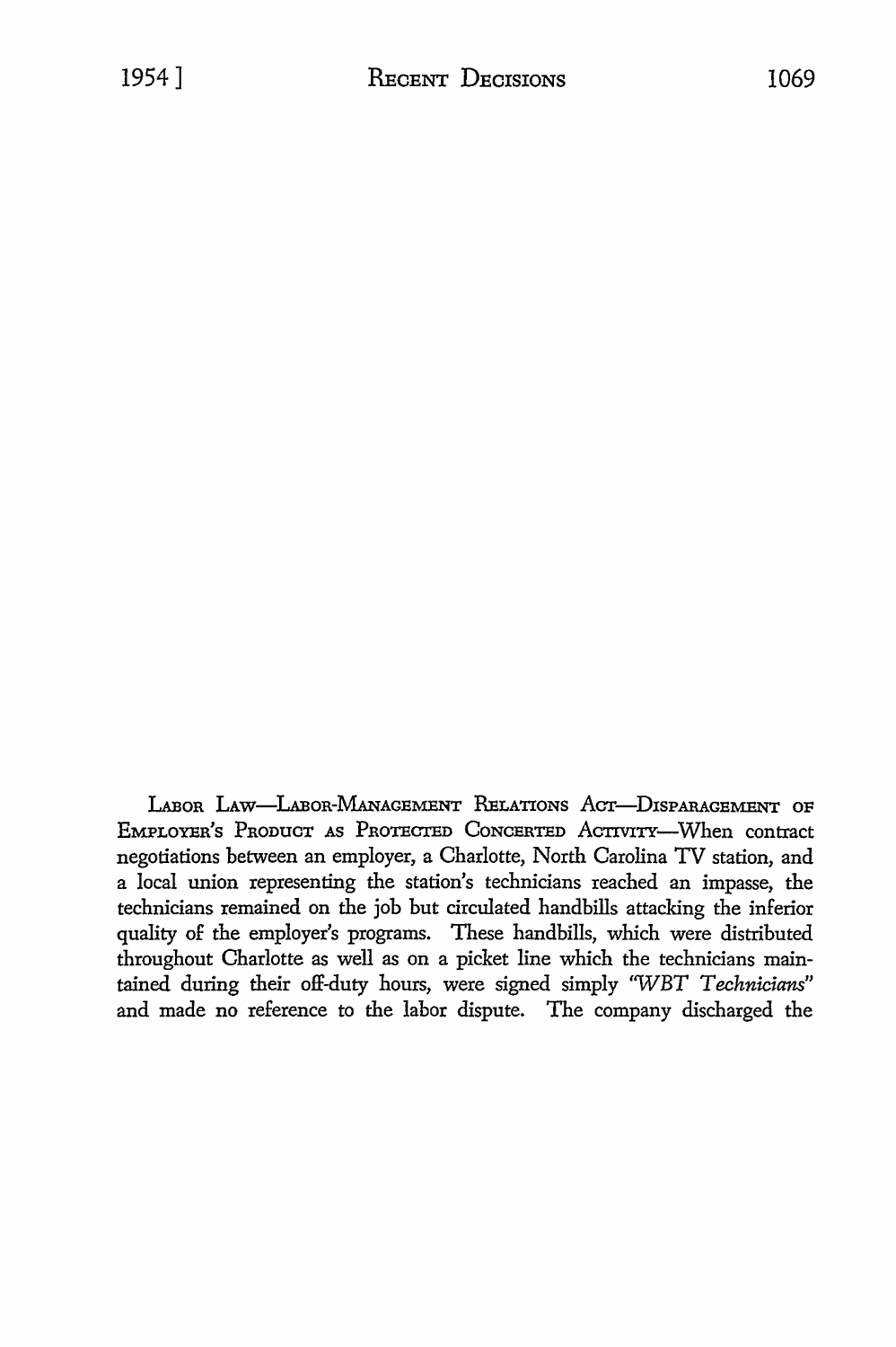LABOR LAW—LABOR-MANAGEMENT RELATIONS ACT—DISPARAGEMENT OF EMPLOYER'S PRODUCT AS PROTECTED CONCERTED ACTIVITY—When contract negotiations between an employer, a Charlotte, North Carolina TV station, and a local union representing the station's technicians reached an impasse, the technicians remained on the job but circulated handbills attacking the inferior quality of the employer's programs. These handbills, which were distributed throughout Charlotte as well as on a picket line which the technicians maintained during their off-duty hours, were signed simply "*WBT Technicians*" and made no reference to the labor dispute. The company discharged the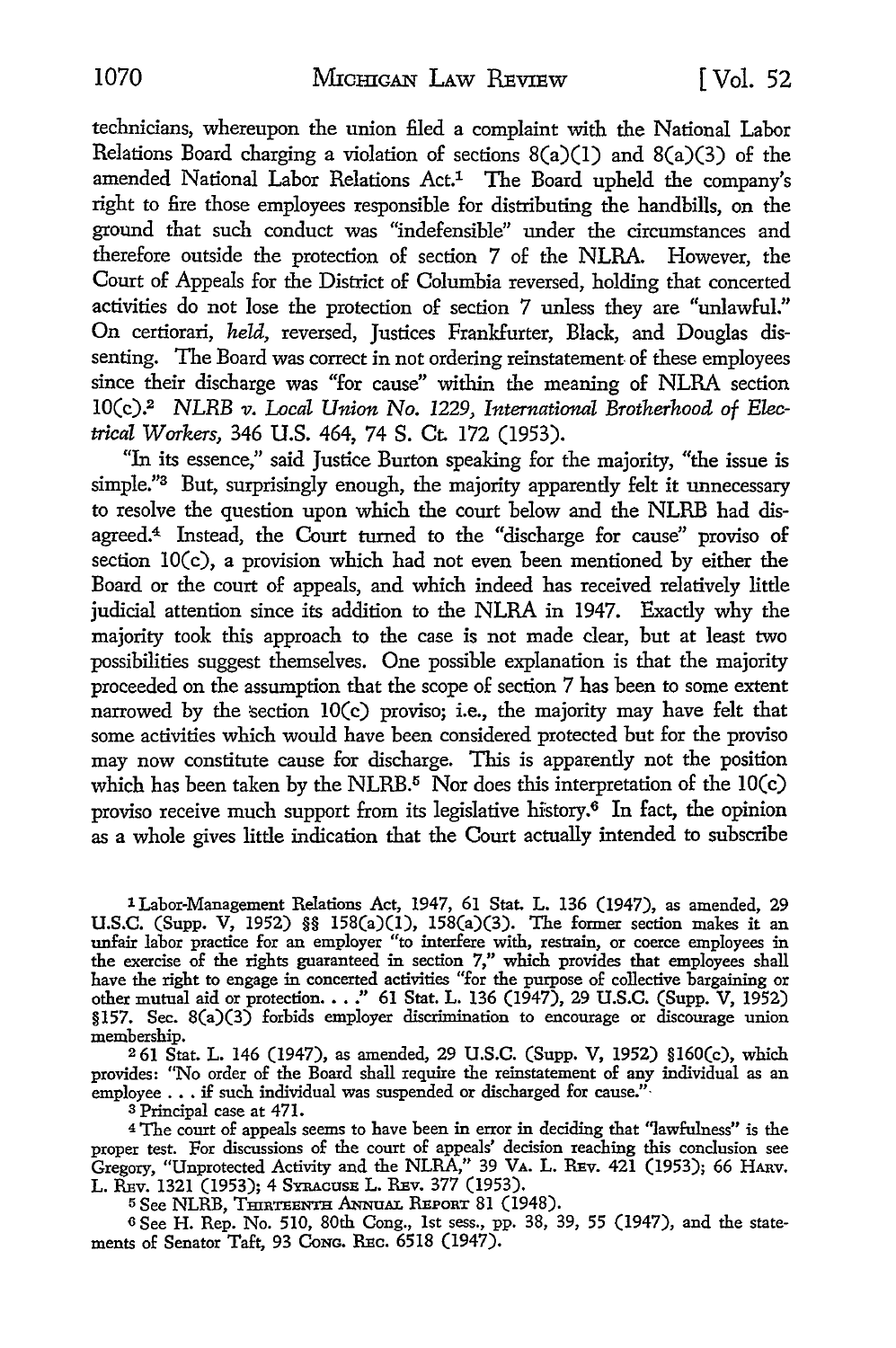technicians, whereupon the union filed a complaint with the National Labor Relations Board charging a violation of sections 8(a)(1) and 8(a)(3) of the amended National Labor Relations Act.[1] The Board upheld the company's right to fire those employees responsible for distributing the handbills, on the ground that such conduct was "indefensible" under the circumstances and therefore outside the protection of section 7 of the NLRA. However, the Court of Appeals for the District of Columbia reversed, holding that concerted activities do not lose the protection of section 7 unless they are "unlawful." On certiorari, *held*, reversed, Justices Frankfurter, Black, and Douglas dissenting. The Board was correct in not ordering reinstatement of these employees since their discharge was "for cause" within the meaning of NLRA section 10(c).[2] *NLRB v. Local Union No. 1229, International Brotherhood of Electrical Workers*, 346 U.S. 464, 74 S. Ct. 172 (1953).

"In its essence," said Justice Burton speaking for the majority, "the issue is simple."[3] But, surprisingly enough, the majority apparently felt it unnecessary to resolve the question upon which the court below and the NLRB had disagreed.[4] Instead, the Court turned to the "discharge for cause" proviso of section 10(c), a provision which had not even been mentioned by either the Board or the court of appeals, and which indeed has received relatively little judicial attention since its addition to the NLRA in 1947. Exactly why the majority took this approach to the case is not made clear, but at least two possibilities suggest themselves. One possible explanation is that the majority proceeded on the assumption that the scope of section 7 has been to some extent narrowed by the section 10(c) proviso; i.e., the majority may have felt that some activities which would have been considered protected but for the proviso may now constitute cause for discharge. This is apparently not the position which has been taken by the NLRB.[5] Nor does this interpretation of the 10(c) proviso receive much support from its legislative history.[6] In fact, the opinion as a whole gives little indication that the Court actually intended to subscribe

---

[1] Labor-Management Relations Act, 1947, 61 Stat. L. 136 (1947), as amended, 29 U.S.C. (Supp. V, 1952) §§ 158(a)(1), 158(a)(3). The former section makes it an unfair labor practice for an employer "to interfere with, restrain, or coerce employees in the exercise of the rights guaranteed in section 7," which provides that employees shall have the right to engage in concerted activities "for the purpose of collective bargaining or other mutual aid or protection. . . ." 61 Stat. L. 136 (1947), 29 U.S.C. (Supp. V, 1952) §157. Sec. 8(a)(3) forbids employer discrimination to encourage or discourage union membership.

[2] 61 Stat. L. 146 (1947), as amended, 29 U.S.C. (Supp. V, 1952) §160(c), which provides: "No order of the Board shall require the reinstatement of any individual as an employee . . . if such individual was suspended or discharged for cause."

[3] Principal case at 471.

[4] The court of appeals seems to have been in error in deciding that "lawfulness" is the proper test. For discussions of the court of appeals' decision reaching this conclusion see Gregory, "Unprotected Activity and the NLRA," 39 VA. L. REV. 421 (1953); 66 HARV. L. REV. 1321 (1953); 4 SYRACUSE L. REV. 377 (1953).

[5] See NLRB, THIRTEENTH ANNUAL REPORT 81 (1948).

[6] See H. Rep. No. 510, 80th Cong., 1st sess., pp. 38, 39, 55 (1947), and the statements of Senator Taft, 93 CONG. REC. 6518 (1947).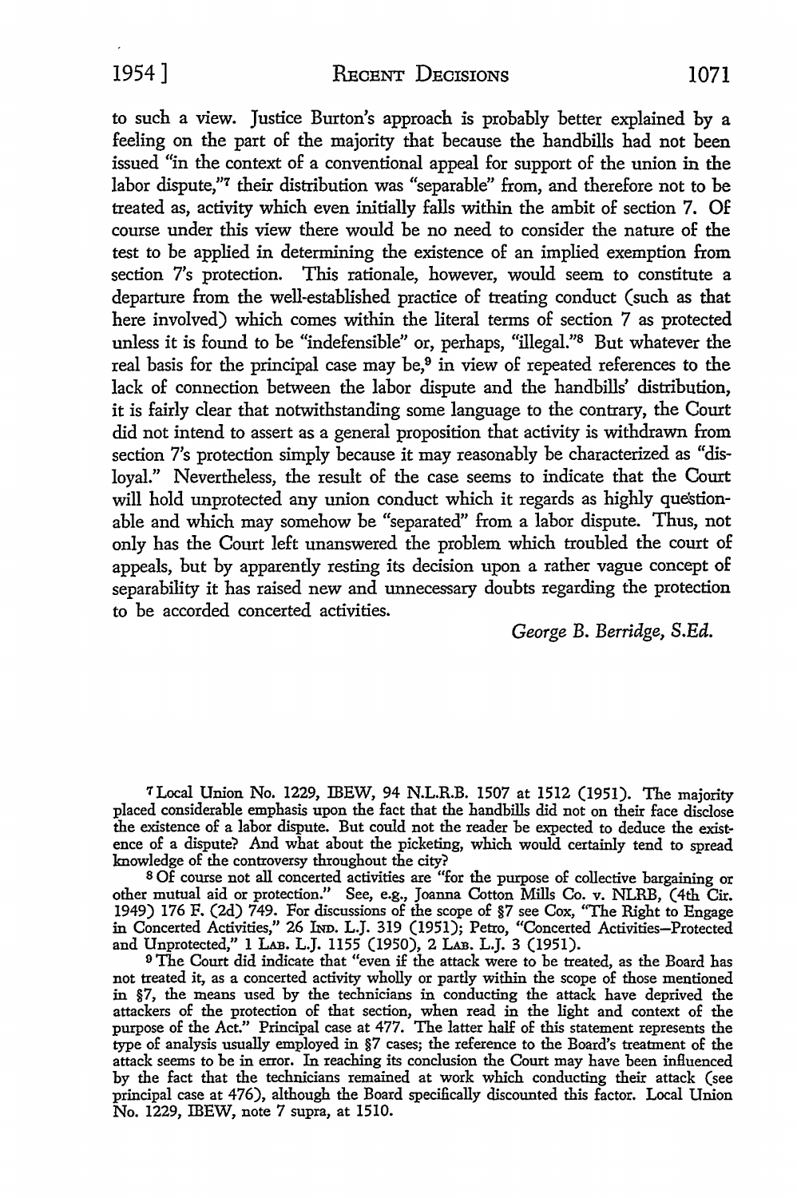to such a view. Justice Burton's approach is probably better explained by a feeling on the part of the majority that because the handbills had not been issued "in the context of a conventional appeal for support of the union in the labor dispute,"[7] their distribution was "separable" from, and therefore not to be treated as, activity which even initially falls within the ambit of section 7. Of course under this view there would be no need to consider the nature of the test to be applied in determining the existence of an implied exemption from section 7's protection. This rationale, however, would seem to constitute a departure from the well-established practice of treating conduct (such as that here involved) which comes within the literal terms of section 7 as protected unless it is found to be "indefensible" or, perhaps, "illegal."[8] But whatever the real basis for the principal case may be,[9] in view of repeated references to the lack of connection between the labor dispute and the handbills' distribution, it is fairly clear that notwithstanding some language to the contrary, the Court did not intend to assert as a general proposition that activity is withdrawn from section 7's protection simply because it may reasonably be characterized as "disloyal." Nevertheless, the result of the case seems to indicate that the Court will hold unprotected any union conduct which it regards as highly questionable and which may somehow be "separated" from a labor dispute. Thus, not only has the Court left unanswered the problem which troubled the court of appeals, but by apparently resting its decision upon a rather vague concept of separability it has raised new and unnecessary doubts regarding the protection to be accorded concerted activities.

*George B. Berridge, S.Ed.*

[7] Local Union No. 1229, IBEW, 94 N.L.R.B. 1507 at 1512 (1951). The majority placed considerable emphasis upon the fact that the handbills did not on their face disclose the existence of a labor dispute. But could not the reader be expected to deduce the existence of a dispute? And what about the picketing, which would certainly tend to spread knowledge of the controversy throughout the city?

[8] Of course not all concerted activities are "for the purpose of collective bargaining or other mutual aid or protection." See, e.g., Joanna Cotton Mills Co. v. NLRB, (4th Cir. 1949) 176 F. (2d) 749. For discussions of the scope of §7 see Cox, "The Right to Engage in Concerted Activities," 26 IND. L.J. 319 (1951); Petro, "Concerted Activities—Protected and Unprotected," 1 LAB. L.J. 1155 (1950), 2 LAB. L.J. 3 (1951).

[9] The Court did indicate that "even if the attack were to be treated, as the Board has not treated it, as a concerted activity wholly or partly within the scope of those mentioned in §7, the means used by the technicians in conducting the attack have deprived the attackers of the protection of that section, when read in the light and context of the purpose of the Act." Principal case at 477. The latter half of this statement represents the type of analysis usually employed in §7 cases; the reference to the Board's treatment of the attack seems to be in error. In reaching its conclusion the Court may have been influenced by the fact that the technicians remained at work which conducting their attack (see principal case at 476), although the Board specifically discounted this factor. Local Union No. 1229, IBEW, note 7 supra, at 1510.